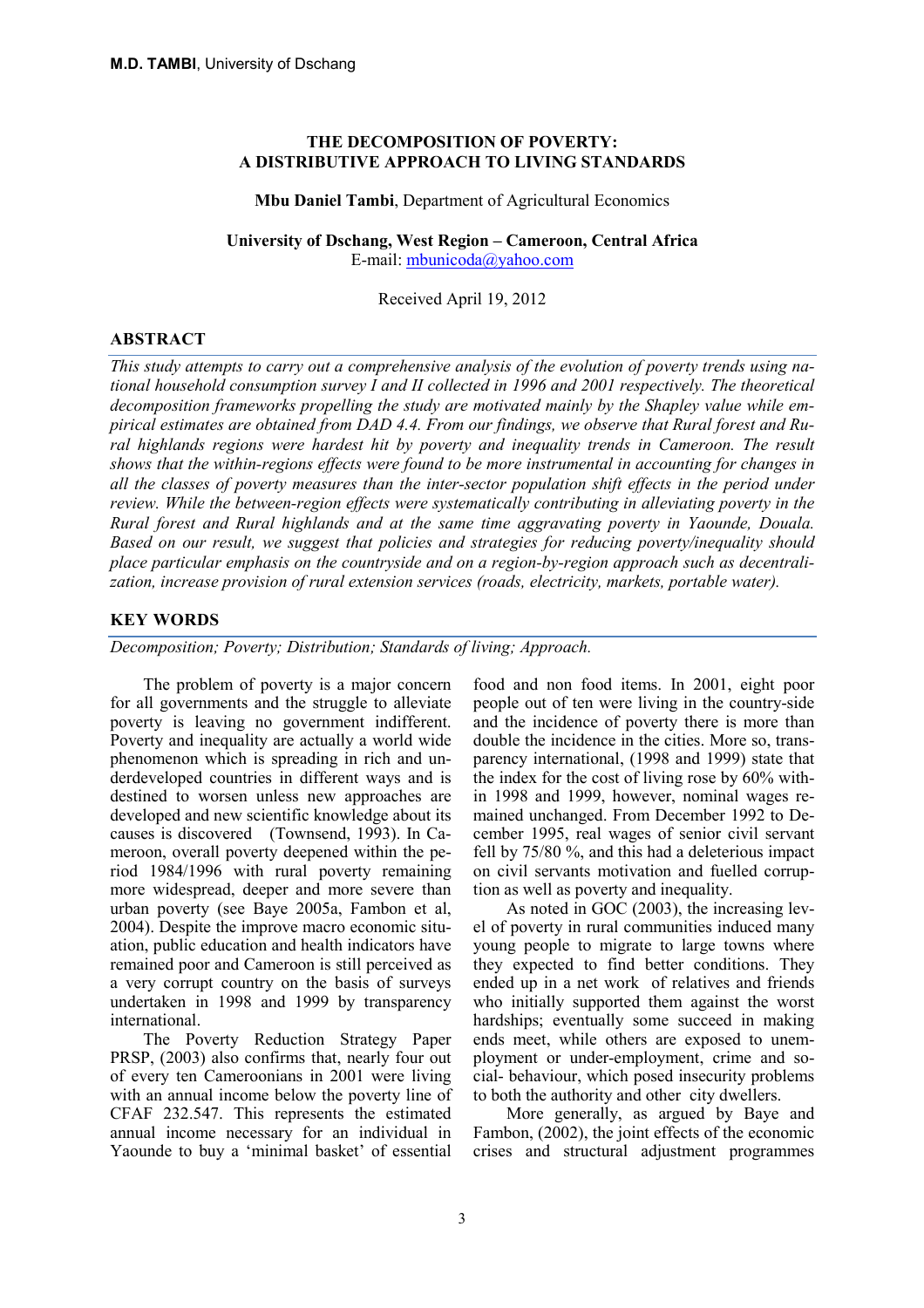# THE DECOMPOSITION OF POVERTY: A DISTRIBUTIVE APPROACH TO LIVING STANDARDS

**Mbu Daniel Tambi**, Department of Agricultural Economics

**University of Dschang, West Region – Cameroon, Central Africa**
E-mail: mbunicoda@yahoo.com

Received April 19, 2012

## ABSTRACT

*This study attempts to carry out a comprehensive analysis of the evolution of poverty trends using national household consumption survey I and II collected in 1996 and 2001 respectively. The theoretical decomposition frameworks propelling the study are motivated mainly by the Shapley value while empirical estimates are obtained from DAD 4.4. From our findings, we observe that Rural forest and Rural highlands regions were hardest hit by poverty and inequality trends in Cameroon. The result shows that the within-regions effects were found to be more instrumental in accounting for changes in all the classes of poverty measures than the inter-sector population shift effects in the period under review. While the between-region effects were systematically contributing in alleviating poverty in the Rural forest and Rural highlands and at the same time aggravating poverty in Yaounde, Douala. Based on our result, we suggest that policies and strategies for reducing poverty/inequality should place particular emphasis on the countryside and on a region-by-region approach such as decentralization, increase provision of rural extension services (roads, electricity, markets, portable water).*

## KEY WORDS

*Decomposition; Poverty; Distribution; Standards of living; Approach.*

The problem of poverty is a major concern for all governments and the struggle to alleviate poverty is leaving no government indifferent. Poverty and inequality are actually a world wide phenomenon which is spreading in rich and underdeveloped countries in different ways and is destined to worsen unless new approaches are developed and new scientific knowledge about its causes is discovered (Townsend, 1993). In Cameroon, overall poverty deepened within the period 1984/1996 with rural poverty remaining more widespread, deeper and more severe than urban poverty (see Baye 2005a, Fambon et al, 2004). Despite the improve macro economic situation, public education and health indicators have remained poor and Cameroon is still perceived as a very corrupt country on the basis of surveys undertaken in 1998 and 1999 by transparency international.

The Poverty Reduction Strategy Paper PRSP, (2003) also confirms that, nearly four out of every ten Cameroonians in 2001 were living with an annual income below the poverty line of CFAF 232.547. This represents the estimated annual income necessary for an individual in Yaounde to buy a 'minimal basket' of essential food and non food items. In 2001, eight poor people out of ten were living in the country-side and the incidence of poverty there is more than double the incidence in the cities. More so, transparency international, (1998 and 1999) state that the index for the cost of living rose by 60% within 1998 and 1999, however, nominal wages remained unchanged. From December 1992 to December 1995, real wages of senior civil servant fell by 75/80 %, and this had a deleterious impact on civil servants motivation and fuelled corruption as well as poverty and inequality.

As noted in GOC (2003), the increasing level of poverty in rural communities induced many young people to migrate to large towns where they expected to find better conditions. They ended up in a net work of relatives and friends who initially supported them against the worst hardships; eventually some succeed in making ends meet, while others are exposed to unemployment or under-employment, crime and social- behaviour, which posed insecurity problems to both the authority and other city dwellers.

More generally, as argued by Baye and Fambon, (2002), the joint effects of the economic crises and structural adjustment programmes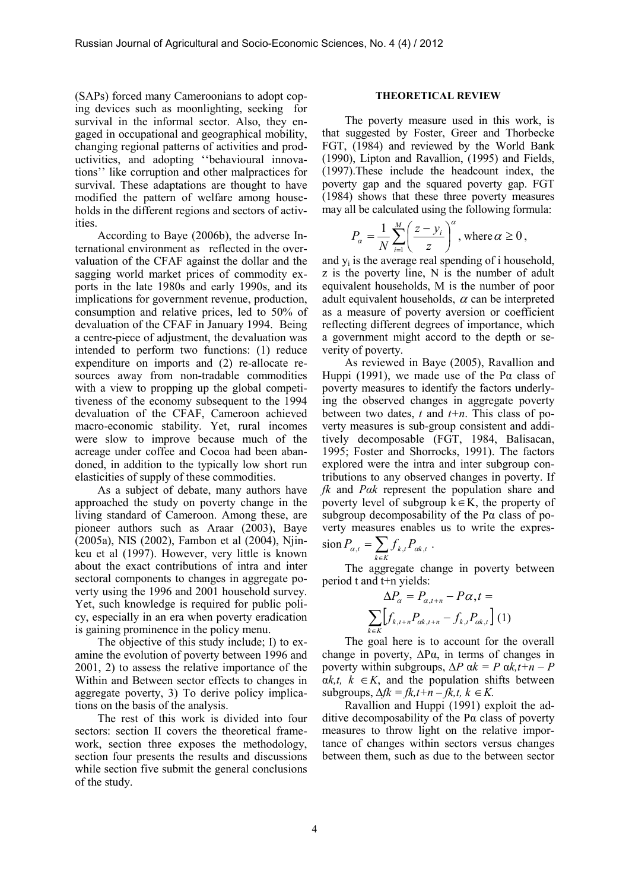(SAPs) forced many Cameroonians to adopt coping devices such as moonlighting, seeking for survival in the informal sector. Also, they engaged in occupational and geographical mobility, changing regional patterns of activities and productivities, and adopting ''behavioural innovations'' like corruption and other malpractices for survival. These adaptations are thought to have modified the pattern of welfare among households in the different regions and sectors of activities.

According to Baye (2006b), the adverse International environment as reflected in the overvaluation of the CFAF against the dollar and the sagging world market prices of commodity exports in the late 1980s and early 1990s, and its implications for government revenue, production, consumption and relative prices, led to 50% of devaluation of the CFAF in January 1994. Being a centre-piece of adjustment, the devaluation was intended to perform two functions: (1) reduce expenditure on imports and (2) re-allocate resources away from non-tradable commodities with a view to propping up the global competitiveness of the economy subsequent to the 1994 devaluation of the CFAF, Cameroon achieved macro-economic stability. Yet, rural incomes were slow to improve because much of the acreage under coffee and Cocoa had been abandoned, in addition to the typically low short run elasticities of supply of these commodities.

As a subject of debate, many authors have approached the study on poverty change in the living standard of Cameroon. Among these, are pioneer authors such as Araar (2003), Baye (2005a), NIS (2002), Fambon et al (2004), Njinkeu et al (1997). However, very little is known about the exact contributions of intra and inter sectoral components to changes in aggregate poverty using the 1996 and 2001 household survey. Yet, such knowledge is required for public policy, especially in an era when poverty eradication is gaining prominence in the policy menu.

The objective of this study include; I) to examine the evolution of poverty between 1996 and 2001, 2) to assess the relative importance of the Within and Between sector effects to changes in aggregate poverty, 3) To derive policy implications on the basis of the analysis.

The rest of this work is divided into four sectors: section II covers the theoretical framework, section three exposes the methodology, section four presents the results and discussions while section five submit the general conclusions of the study.

## THEORETICAL REVIEW

The poverty measure used in this work, is that suggested by Foster, Greer and Thorbecke FGT, (1984) and reviewed by the World Bank (1990), Lipton and Ravallion, (1995) and Fields, (1997).These include the headcount index, the poverty gap and the squared poverty gap. FGT (1984) shows that these three poverty measures may all be calculated using the following formula:

$$P_\alpha = \frac{1}{N}\sum_{i=1}^{M}\left(\frac{z-y_i}{z}\right)^\alpha \text{, where } \alpha \geq 0 \text{,}$$

and $y_i$ is the average real spending of i household, z is the poverty line, N is the number of adult equivalent households, M is the number of poor adult equivalent households, $\alpha$ can be interpreted as a measure of poverty aversion or coefficient reflecting different degrees of importance, which a government might accord to the depth or severity of poverty.

As reviewed in Baye (2005), Ravallion and Huppi (1991), we made use of the Pα class of poverty measures to identify the factors underlying the observed changes in aggregate poverty between two dates, *t* and *t+n*. This class of poverty measures is sub-group consistent and additively decomposable (FGT, 1984, Balisacan, 1995; Foster and Shorrocks, 1991). The factors explored were the intra and inter subgroup contributions to any observed changes in poverty. If $f_k$ and $P_{\alpha k}$ represent the population share and poverty level of subgroup $k \in K$, the property of subgroup decomposability of the Pα class of poverty measures enables us to write the expression $P_{\alpha,t} = \sum_{k \in K} f_{k,t} P_{\alpha k,t}$ .

The aggregate change in poverty between period t and t+n yields:

$$\Delta P_\alpha = P_{\alpha,t+n} - P\alpha,t = \sum_{k \in K}\left[f_{k,t+n}P_{\alpha k,t+n} - f_{k,t}P_{\alpha k,t}\right] \quad (1)$$

The goal here is to account for the overall change in poverty, ΔPα, in terms of changes in poverty within subgroups, $\Delta P_{\alpha k} = P_{\alpha k,t+n} - P_{\alpha k,t}$, $k \in K$, and the population shifts between subgroups, $\Delta f_k = f_{k,t+n} - f_{k,t}$, $k \in K$.

Ravallion and Huppi (1991) exploit the additive decomposability of the Pα class of poverty measures to throw light on the relative importance of changes within sectors versus changes between them, such as due to the between sector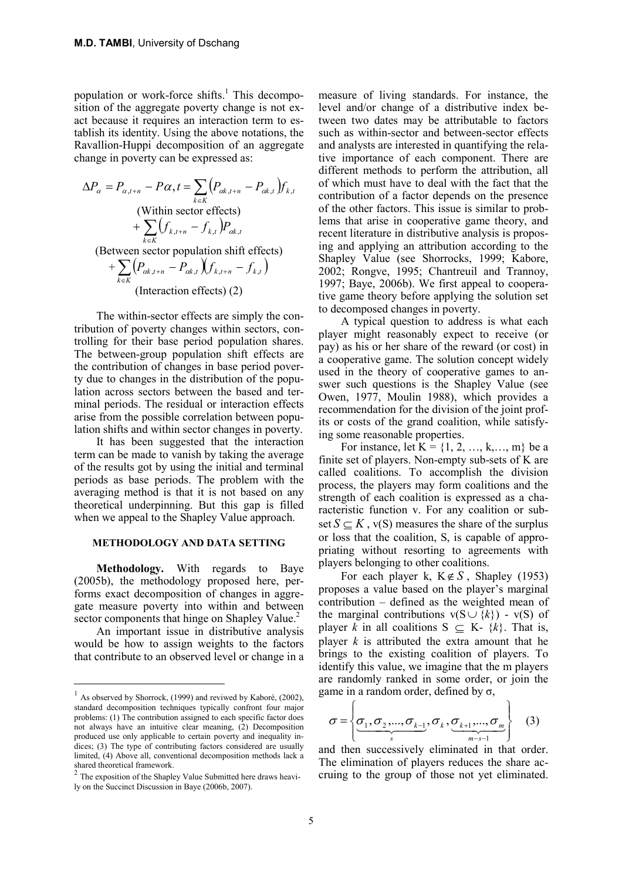population or work-force shifts.[1] This decomposition of the aggregate poverty change is not exact because it requires an interaction term to establish its identity. Using the above notations, the Ravallion-Huppi decomposition of an aggregate change in poverty can be expressed as:

$$\Delta P_{\alpha} = P_{\alpha,t+n} - P\alpha,t = \sum_{k \in K}\left(P_{\alpha k,t+n} - P_{\alpha k,t}\right)f_{k,t}$$

(Within sector effects)

$$+ \sum_{k \in K}\left(f_{k,t+n} - f_{k,t}\right)P_{\alpha k,t}$$

(Between sector population shift effects)

$$+ \sum_{k \in K}\left(P_{\alpha k,t+n} - P_{\alpha k,t}\right)\left(f_{k,t+n} - f_{k,t}\right)$$

(Interaction effects) (2)

The within-sector effects are simply the contribution of poverty changes within sectors, controlling for their base period population shares. The between-group population shift effects are the contribution of changes in base period poverty due to changes in the distribution of the population across sectors between the based and terminal periods. The residual or interaction effects arise from the possible correlation between population shifts and within sector changes in poverty.

It has been suggested that the interaction term can be made to vanish by taking the average of the results got by using the initial and terminal periods as base periods. The problem with the averaging method is that it is not based on any theoretical underpinning. But this gap is filled when we appeal to the Shapley Value approach.

## METHODOLOGY AND DATA SETTING

**Methodology.** With regards to Baye (2005b), the methodology proposed here, performs exact decomposition of changes in aggregate measure poverty into within and between sector components that hinge on Shapley Value.[2]

An important issue in distributive analysis would be how to assign weights to the factors that contribute to an observed level or change in a measure of living standards. For instance, the level and/or change of a distributive index between two dates may be attributable to factors such as within-sector and between-sector effects and analysts are interested in quantifying the relative importance of each component. There are different methods to perform the attribution, all of which must have to deal with the fact that the contribution of a factor depends on the presence of the other factors. This issue is similar to problems that arise in cooperative game theory, and recent literature in distributive analysis is proposing and applying an attribution according to the Shapley Value (see Shorrocks, 1999; Kabore, 2002; Rongve, 1995; Chantreuil and Trannoy, 1997; Baye, 2006b). We first appeal to cooperative game theory before applying the solution set to decomposed changes in poverty.

A typical question to address is what each player might reasonably expect to receive (or pay) as his or her share of the reward (or cost) in a cooperative game. The solution concept widely used in the theory of cooperative games to answer such questions is the Shapley Value (see Owen, 1977, Moulin 1988), which provides a recommendation for the division of the joint profits or costs of the grand coalition, while satisfying some reasonable properties.

For instance, let $K = \{1, 2, \ldots, k, \ldots, m\}$ be a finite set of players. Non-empty sub-sets of K are called coalitions. To accomplish the division process, the players may form coalitions and the strength of each coalition is expressed as a characteristic function v. For any coalition or subset $S \subseteq K$, v(S) measures the share of the surplus or loss that the coalition, S, is capable of appropriating without resorting to agreements with players belonging to other coalitions.

For each player k, $K \notin S$, Shapley (1953) proposes a value based on the player's marginal contribution – defined as the weighted mean of the marginal contributions $v(S \cup \{k\})$ - v(S) of player $k$ in all coalitions $S \subseteq K - \{k\}$. That is, player $k$ is attributed the extra amount that he brings to the existing coalition of players. To identify this value, we imagine that the m players are randomly ranked in some order, or join the game in a random order, defined by σ,

$$\sigma = \left\{ \underbrace{\sigma_1, \sigma_2, \ldots, \sigma_{k-1}}_{s}, \sigma_k, \underbrace{\sigma_{k+1}, \ldots, \sigma_m}_{m-s-1} \right\} \quad (3)$$

and then successively eliminated in that order. The elimination of players reduces the share accruing to the group of those not yet eliminated.

[1] As observed by Shorrock, (1999) and reviwed by Kaboré, (2002), standard decomposition techniques typically confront four major problems: (1) The contribution assigned to each specific factor does not always have an intuitive clear meaning, (2) Decomposition produced use only applicable to certain poverty and inequality indices; (3) The type of contributing factors considered are usually limited, (4) Above all, conventional decomposition methods lack a shared theoretical framework.

[2] The exposition of the Shapley Value Submitted here draws heavily on the Succinct Discussion in Baye (2006b, 2007).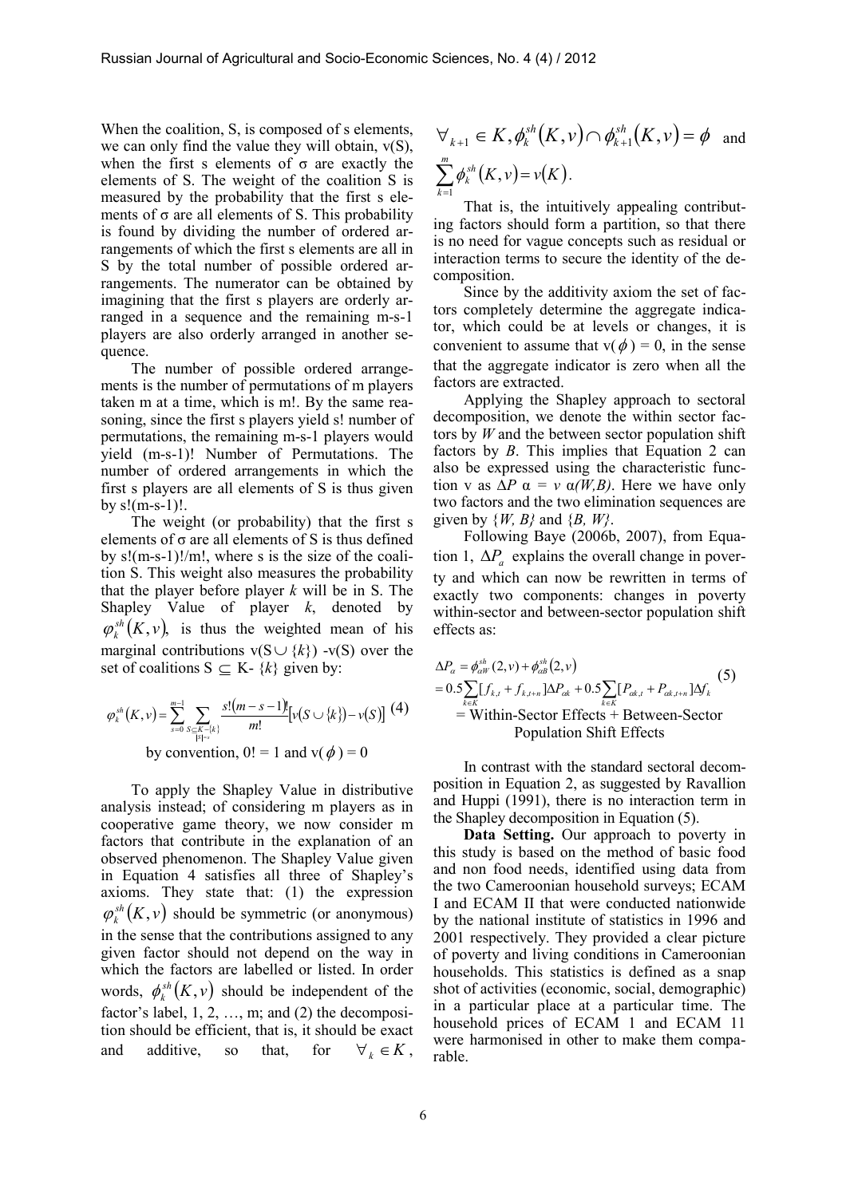When the coalition, S, is composed of s elements, we can only find the value they will obtain, v(S), when the first s elements of σ are exactly the elements of S. The weight of the coalition S is measured by the probability that the first s elements of σ are all elements of S. This probability is found by dividing the number of ordered arrangements of which the first s elements are all in S by the total number of possible ordered arrangements. The numerator can be obtained by imagining that the first s players are orderly arranged in a sequence and the remaining m-s-1 players are also orderly arranged in another sequence.

The number of possible ordered arrangements is the number of permutations of m players taken m at a time, which is m!. By the same reasoning, since the first s players yield s! number of permutations, the remaining m-s-1 players would yield (m-s-1)! Number of Permutations. The number of ordered arrangements in which the first s players are all elements of S is thus given by s!(m-s-1)!.

The weight (or probability) that the first s elements of σ are all elements of S is thus defined by s!(m-s-1)!/m!, where s is the size of the coalition S. This weight also measures the probability that the player before player *k* will be in S. The Shapley Value of player *k*, denoted by $\varphi_k^{sh}(K,v)$, is thus the weighted mean of his marginal contributions v(S ∪ {*k*}) -v(S) over the set of coalitions S ⊆ K- {*k*} given by:

$$\varphi_k^{sh}(K,v) = \sum_{s=0}^{m-1} \sum_{\substack{S \subseteq K-\{k\} \\ |S|=s}} \frac{s!(m-s-1)!}{m!}\left[v(S \cup \{k\}) - v(S)\right] \quad (4)$$

by convention, 0! = 1 and v($\phi$) = 0

To apply the Shapley Value in distributive analysis instead; of considering m players as in cooperative game theory, we now consider m factors that contribute in the explanation of an observed phenomenon. The Shapley Value given in Equation 4 satisfies all three of Shapley's axioms. They state that: (1) the expression $\varphi_k^{sh}(K,v)$ should be symmetric (or anonymous) in the sense that the contributions assigned to any given factor should not depend on the way in which the factors are labelled or listed. In order words, $\phi_k^{sh}(K,v)$ should be independent of the factor's label, 1, 2, …, m; and (2) the decomposition should be efficient, that is, it should be exact and additive, so that, for $\forall_k \in K$, $\forall_{k+1} \in K, \phi_k^{sh}(K,v) \cap \phi_{k+1}^{sh}(K,v) = \phi$ and $\sum_{k=1}^{m} \phi_k^{sh}(K,v) = v(K)$.

That is, the intuitively appealing contributing factors should form a partition, so that there is no need for vague concepts such as residual or interaction terms to secure the identity of the decomposition.

Since by the additivity axiom the set of factors completely determine the aggregate indicator, which could be at levels or changes, it is convenient to assume that v($\phi$) = 0, in the sense that the aggregate indicator is zero when all the factors are extracted.

Applying the Shapley approach to sectoral decomposition, we denote the within sector factors by *W* and the between sector population shift factors by *B*. This implies that Equation 2 can also be expressed using the characteristic function v as $\Delta P\ \alpha = v\ \alpha(W,B)$. Here we have only two factors and the two elimination sequences are given by {*W, B*} and {*B, W*}.

Following Baye (2006b, 2007), from Equation 1, $\Delta P_a$ explains the overall change in poverty and which can now be rewritten in terms of exactly two components: changes in poverty within-sector and between-sector population shift effects as:

$$\begin{aligned}
\Delta P_\alpha &= \phi_{\alpha W}^{sh}(2,v) + \phi_{\alpha B}^{sh}(2,v) \\
&= 0.5\sum_{k \in K}[f_{k,t} + f_{k,t+n}]\Delta P_{\alpha k} + 0.5\sum_{k \in K}[P_{\alpha k,t} + P_{\alpha k,t+n}]\Delta f_k \\
&= \text{Within-Sector Effects + Between-Sector Population Shift Effects}
\end{aligned} \quad (5)$$

In contrast with the standard sectoral decomposition in Equation 2, as suggested by Ravallion and Huppi (1991), there is no interaction term in the Shapley decomposition in Equation (5).

**Data Setting.** Our approach to poverty in this study is based on the method of basic food and non food needs, identified using data from the two Cameroonian household surveys; ECAM I and ECAM II that were conducted nationwide by the national institute of statistics in 1996 and 2001 respectively. They provided a clear picture of poverty and living conditions in Cameroonian households. This statistics is defined as a snap shot of activities (economic, social, demographic) in a particular place at a particular time. The household prices of ECAM 1 and ECAM 11 were harmonised in other to make them comparable.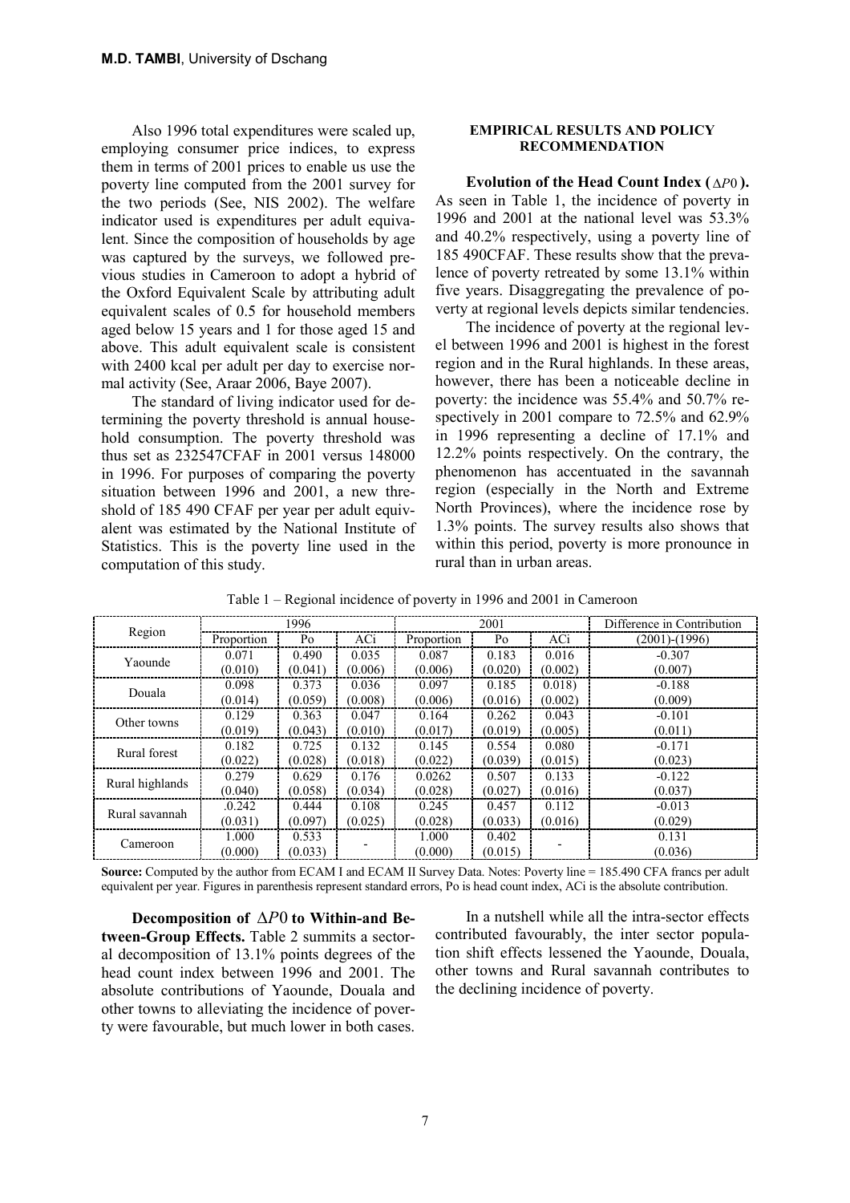Also 1996 total expenditures were scaled up, employing consumer price indices, to express them in terms of 2001 prices to enable us use the poverty line computed from the 2001 survey for the two periods (See, NIS 2002). The welfare indicator used is expenditures per adult equivalent. Since the composition of households by age was captured by the surveys, we followed previous studies in Cameroon to adopt a hybrid of the Oxford Equivalent Scale by attributing adult equivalent scales of 0.5 for household members aged below 15 years and 1 for those aged 15 and above. This adult equivalent scale is consistent with 2400 kcal per adult per day to exercise normal activity (See, Araar 2006, Baye 2007).

The standard of living indicator used for determining the poverty threshold is annual household consumption. The poverty threshold was thus set as 232547CFAF in 2001 versus 148000 in 1996. For purposes of comparing the poverty situation between 1996 and 2001, a new threshold of 185 490 CFAF per year per adult equivalent was estimated by the National Institute of Statistics. This is the poverty line used in the computation of this study.

## EMPIRICAL RESULTS AND POLICY RECOMMENDATION

**Evolution of the Head Count Index ($\Delta P0$).** As seen in Table 1, the incidence of poverty in 1996 and 2001 at the national level was 53.3% and 40.2% respectively, using a poverty line of 185 490CFAF. These results show that the prevalence of poverty retreated by some 13.1% within five years. Disaggregating the prevalence of poverty at regional levels depicts similar tendencies.

The incidence of poverty at the regional level between 1996 and 2001 is highest in the forest region and in the Rural highlands. In these areas, however, there has been a noticeable decline in poverty: the incidence was 55.4% and 50.7% respectively in 2001 compare to 72.5% and 62.9% in 1996 representing a decline of 17.1% and 12.2% points respectively. On the contrary, the phenomenon has accentuated in the savannah region (especially in the North and Extreme North Provinces), where the incidence rose by 1.3% points. The survey results also shows that within this period, poverty is more pronounce in rural than in urban areas.

Table 1 – Regional incidence of poverty in 1996 and 2001 in Cameroon

| Region | 1996 | | | 2001 | | | Difference in Contribution |
|---|---|---|---|---|---|---|---|
| | Proportion | Po | ACi | Proportion | Po | ACi | (2001)-(1996) |
| Yaounde | 0.071 | 0.490 | 0.035 | 0.087 | 0.183 | 0.016 | -0.307 |
| | (0.010) | (0.041) | (0.006) | (0.006) | (0.020) | (0.002) | (0.007) |
| Douala | 0.098 | 0.373 | 0.036 | 0.097 | 0.185 | 0.018) | -0.188 |
| | (0.014) | (0.059) | (0.008) | (0.006) | (0.016) | (0.002) | (0.009) |
| Other towns | 0.129 | 0.363 | 0.047 | 0.164 | 0.262 | 0.043 | -0.101 |
| | (0.019) | (0.043) | (0.010) | (0.017) | (0.019) | (0.005) | (0.011) |
| Rural forest | 0.182 | 0.725 | 0.132 | 0.145 | 0.554 | 0.080 | -0.171 |
| | (0.022) | (0.028) | (0.018) | (0.022) | (0.039) | (0.015) | (0.023) |
| Rural highlands | 0.279 | 0.629 | 0.176 | 0.0262 | 0.507 | 0.133 | -0.122 |
| | (0.040) | (0.058) | (0.034) | (0.028) | (0.027) | (0.016) | (0.037) |
| Rural savannah | .0.242 | 0.444 | 0.108 | 0.245 | 0.457 | 0.112 | -0.013 |
| | (0.031) | (0.097) | (0.025) | (0.028) | (0.033) | (0.016) | (0.029) |
| Cameroon | 1.000 | 0.533 | - | 1.000 | 0.402 | - | 0.131 |
| | (0.000) | (0.033) | | (0.000) | (0.015) | | (0.036) |

**Source:** Computed by the author from ECAM I and ECAM II Survey Data. Notes: Poverty line = 185.490 CFA francs per adult equivalent per year. Figures in parenthesis represent standard errors, Po is head count index, ACi is the absolute contribution.

**Decomposition of $\Delta P0$ to Within-and Between-Group Effects.** Table 2 summits a sectoral decomposition of 13.1% points degrees of the head count index between 1996 and 2001. The absolute contributions of Yaounde, Douala and other towns to alleviating the incidence of poverty were favourable, but much lower in both cases.

In a nutshell while all the intra-sector effects contributed favourably, the inter sector population shift effects lessened the Yaounde, Douala, other towns and Rural savannah contributes to the declining incidence of poverty.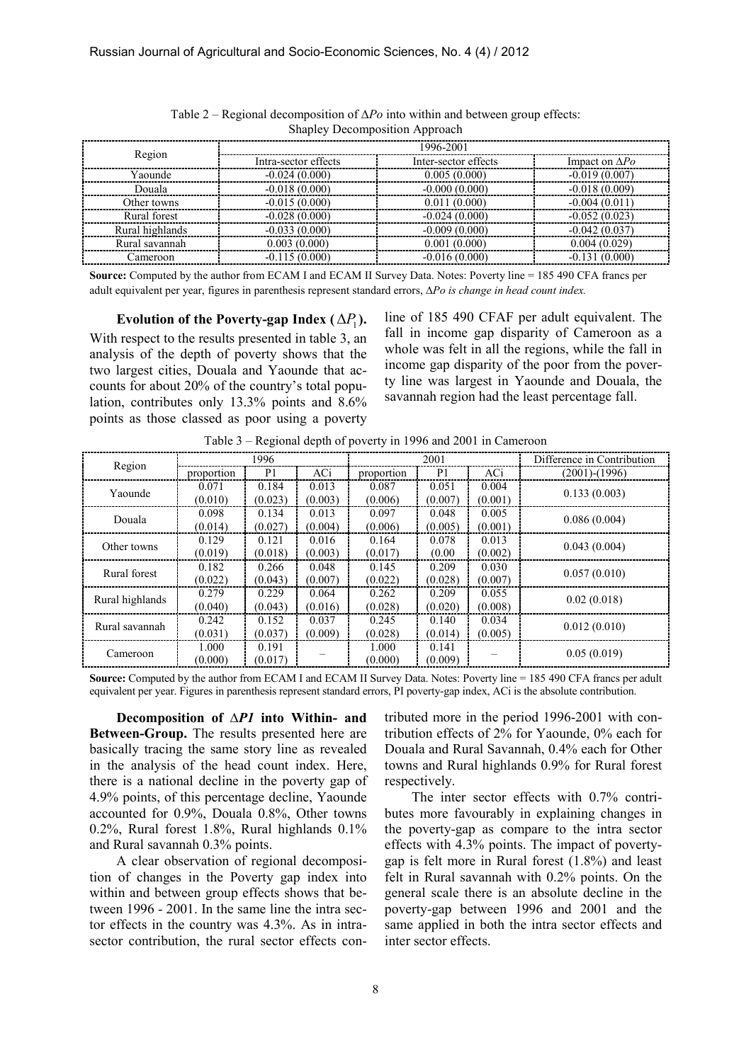Table 2 – Regional decomposition of $\Delta Po$ into within and between group effects: Shapley Decomposition Approach

| Region | 1996-2001 | | |
|---|---|---|---|
| | Intra-sector effects | Inter-sector effects | Impact on $\Delta Po$ |
| Yaounde | -0.024 (0.000) | 0.005 (0.000) | -0.019 (0.007) |
| Douala | -0.018 (0.000) | -0.000 (0.000) | -0.018 (0.009) |
| Other towns | -0.015 (0.000) | 0.011 (0.000) | -0.004 (0.011) |
| Rural forest | -0.028 (0.000) | -0.024 (0.000) | -0.052 (0.023) |
| Rural highlands | -0.033 (0.000) | -0.009 (0.000) | -0.042 (0.037) |
| Rural savannah | 0.003 (0.000) | 0.001 (0.000) | 0.004 (0.029) |
| Cameroon | -0.115 (0.000) | -0.016 (0.000) | -0.131 (0.000) |

**Source:** Computed by the author from ECAM I and ECAM II Survey Data. Notes: Poverty line = 185 490 CFA francs per adult equivalent per year, figures in parenthesis represent standard errors, *$\Delta Po$ is change in head count index.*

**Evolution of the Poverty-gap Index ($\Delta P_1$).** With respect to the results presented in table 3, an analysis of the depth of poverty shows that the two largest cities, Douala and Yaounde that accounts for about 20% of the country's total population, contributes only 13.3% points and 8.6% points as those classed as poor using a poverty line of 185 490 CFAF per adult equivalent. The fall in income gap disparity of Cameroon as a whole was felt in all the regions, while the fall in income gap disparity of the poor from the poverty line was largest in Yaounde and Douala, the savannah region had the least percentage fall.

Table 3 – Regional depth of poverty in 1996 and 2001 in Cameroon

| Region | 1996 | | | 2001 | | | Difference in Contribution |
|---|---|---|---|---|---|---|---|
| | proportion | P1 | ACi | proportion | P1 | ACi | (2001)-(1996) |
| Yaounde | 0.071 (0.010) | 0.184 (0.023) | 0.013 (0.003) | 0.087 (0.006) | 0.051 (0.007) | 0.004 (0.001) | 0.133 (0.003) |
| Douala | 0.098 (0.014) | 0.134 (0.027) | 0.013 (0.004) | 0.097 (0.006) | 0.048 (0.005) | 0.005 (0.001) | 0.086 (0.004) |
| Other towns | 0.129 (0.019) | 0.121 (0.018) | 0.016 (0.003) | 0.164 (0.017) | 0.078 (0.00 | 0.013 (0.002) | 0.043 (0.004) |
| Rural forest | 0.182 (0.022) | 0.266 (0.043) | 0.048 (0.007) | 0.145 (0.022) | 0.209 (0.028) | 0.030 (0.007) | 0.057 (0.010) |
| Rural highlands | 0.279 (0.040) | 0.229 (0.043) | 0.064 (0.016) | 0.262 (0.028) | 0.209 (0.020) | 0.055 (0.008) | 0.02 (0.018) |
| Rural savannah | 0.242 (0.031) | 0.152 (0.037) | 0.037 (0.009) | 0.245 (0.028) | 0.140 (0.014) | 0.034 (0.005) | 0.012 (0.010) |
| Cameroon | 1.000 (0.000) | 0.191 (0.017) | – | 1.000 (0.000) | 0.141 (0.009) | – | 0.05 (0.019) |

**Source:** Computed by the author from ECAM I and ECAM II Survey Data. Notes: Poverty line = 185 490 CFA francs per adult equivalent per year. Figures in parenthesis represent standard errors, PI poverty-gap index, ACi is the absolute contribution.

**Decomposition of $\Delta P1$ into Within- and Between-Group.** The results presented here are basically tracing the same story line as revealed in the analysis of the head count index. Here, there is a national decline in the poverty gap of 4.9% points, of this percentage decline, Yaounde accounted for 0.9%, Douala 0.8%, Other towns 0.2%, Rural forest 1.8%, Rural highlands 0.1% and Rural savannah 0.3% points.

A clear observation of regional decomposition of changes in the Poverty gap index into within and between group effects shows that between 1996 - 2001. In the same line the intra sector effects in the country was 4.3%. As in intra-sector contribution, the rural sector effects contributed more in the period 1996-2001 with contribution effects of 2% for Yaounde, 0% each for Douala and Rural Savannah, 0.4% each for Other towns and Rural highlands 0.9% for Rural forest respectively.

The inter sector effects with 0.7% contributes more favourably in explaining changes in the poverty-gap as compare to the intra sector effects with 4.3% points. The impact of poverty-gap is felt more in Rural forest (1.8%) and least felt in Rural savannah with 0.2% points. On the general scale there is an absolute decline in the poverty-gap between 1996 and 2001 and the same applied in both the intra sector effects and inter sector effects.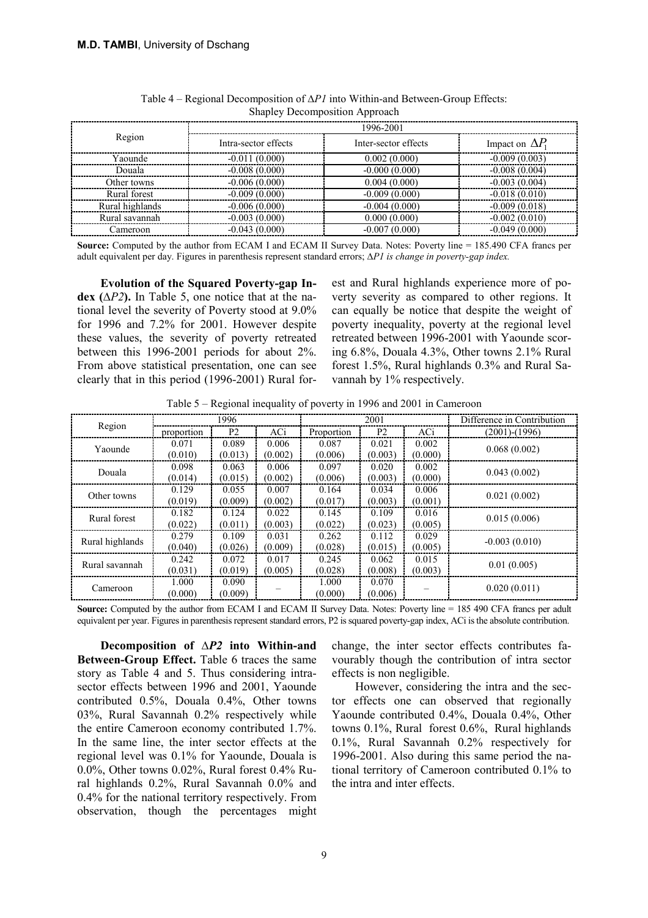Table 4 – Regional Decomposition of $\Delta P1$ into Within-and Between-Group Effects: Shapley Decomposition Approach

| Region | 1996-2001 | | |
|---|---|---|---|
| | Intra-sector effects | Inter-sector effects | Impact on $\Delta P_1$ |
| Yaounde | -0.011 (0.000) | 0.002 (0.000) | -0.009 (0.003) |
| Douala | -0.008 (0.000) | -0.000 (0.000) | -0.008 (0.004) |
| Other towns | -0.006 (0.000) | 0.004 (0.000) | -0.003 (0.004) |
| Rural forest | -0.009 (0.000) | -0.009 (0.000) | -0.018 (0.010) |
| Rural highlands | -0.006 (0.000) | -0.004 (0.000) | -0.009 (0.018) |
| Rural savannah | -0.003 (0.000) | 0.000 (0.000) | -0.002 (0.010) |
| Cameroon | -0.043 (0.000) | -0.007 (0.000) | -0.049 (0.000) |

**Source:** Computed by the author from ECAM I and ECAM II Survey Data. Notes: Poverty line = 185.490 CFA francs per adult equivalent per day. Figures in parenthesis represent standard errors; *ΔP1 is change in poverty-gap index.*

**Evolution of the Squared Poverty-gap Index ($\Delta P2$).** In Table 5, one notice that at the national level the severity of Poverty stood at 9.0% for 1996 and 7.2% for 2001. However despite these values, the severity of poverty retreated between this 1996-2001 periods for about 2%. From above statistical presentation, one can see clearly that in this period (1996-2001) Rural forest and Rural highlands experience more of poverty severity as compared to other regions. It can equally be notice that despite the weight of poverty inequality, poverty at the regional level retreated between 1996-2001 with Yaounde scoring 6.8%, Douala 4.3%, Other towns 2.1% Rural forest 1.5%, Rural highlands 0.3% and Rural Savannah by 1% respectively.

Table 5 – Regional inequality of poverty in 1996 and 2001 in Cameroon

| Region | 1996 | | | 2001 | | | Difference in Contribution |
|---|---|---|---|---|---|---|---|
| | proportion | P2 | ACi | Proportion | P2 | ACi | (2001)-(1996) |
| Yaounde | 0.071 (0.010) | 0.089 (0.013) | 0.006 (0.002) | 0.087 (0.006) | 0.021 (0.003) | 0.002 (0.000) | 0.068 (0.002) |
| Douala | 0.098 (0.014) | 0.063 (0.015) | 0.006 (0.002) | 0.097 (0.006) | 0.020 (0.003) | 0.002 (0.000) | 0.043 (0.002) |
| Other towns | 0.129 (0.019) | 0.055 (0.009) | 0.007 (0.002) | 0.164 (0.017) | 0.034 (0.003) | 0.006 (0.001) | 0.021 (0.002) |
| Rural forest | 0.182 (0.022) | 0.124 (0.011) | 0.022 (0.003) | 0.145 (0.022) | 0.109 (0.023) | 0.016 (0.005) | 0.015 (0.006) |
| Rural highlands | 0.279 (0.040) | 0.109 (0.026) | 0.031 (0.009) | 0.262 (0.028) | 0.112 (0.015) | 0.029 (0.005) | -0.003 (0.010) |
| Rural savannah | 0.242 (0.031) | 0.072 (0.019) | 0.017 (0.005) | 0.245 (0.028) | 0.062 (0.008) | 0.015 (0.003) | 0.01 (0.005) |
| Cameroon | 1.000 (0.000) | 0.090 (0.009) | – | 1.000 (0.000) | 0.070 (0.006) | – | 0.020 (0.011) |

**Source:** Computed by the author from ECAM I and ECAM II Survey Data. Notes: Poverty line = 185 490 CFA francs per adult equivalent per year. Figures in parenthesis represent standard errors, P2 is squared poverty-gap index, ACi is the absolute contribution.

**Decomposition of $\Delta P2$ into Within-and Between-Group Effect.** Table 6 traces the same story as Table 4 and 5. Thus considering intra-sector effects between 1996 and 2001, Yaounde contributed 0.5%, Douala 0.4%, Other towns 03%, Rural Savannah 0.2% respectively while the entire Cameroon economy contributed 1.7%. In the same line, the inter sector effects at the regional level was 0.1% for Yaounde, Douala is 0.0%, Other towns 0.02%, Rural forest 0.4% Rural highlands 0.2%, Rural Savannah 0.0% and 0.4% for the national territory respectively. From observation, though the percentages might change, the inter sector effects contributes favourably though the contribution of intra sector effects is non negligible.

However, considering the intra and the sector effects one can observed that regionally Yaounde contributed 0.4%, Douala 0.4%, Other towns 0.1%, Rural forest 0.6%, Rural highlands 0.1%, Rural Savannah 0.2% respectively for 1996-2001. Also during this same period the national territory of Cameroon contributed 0.1% to the intra and inter effects.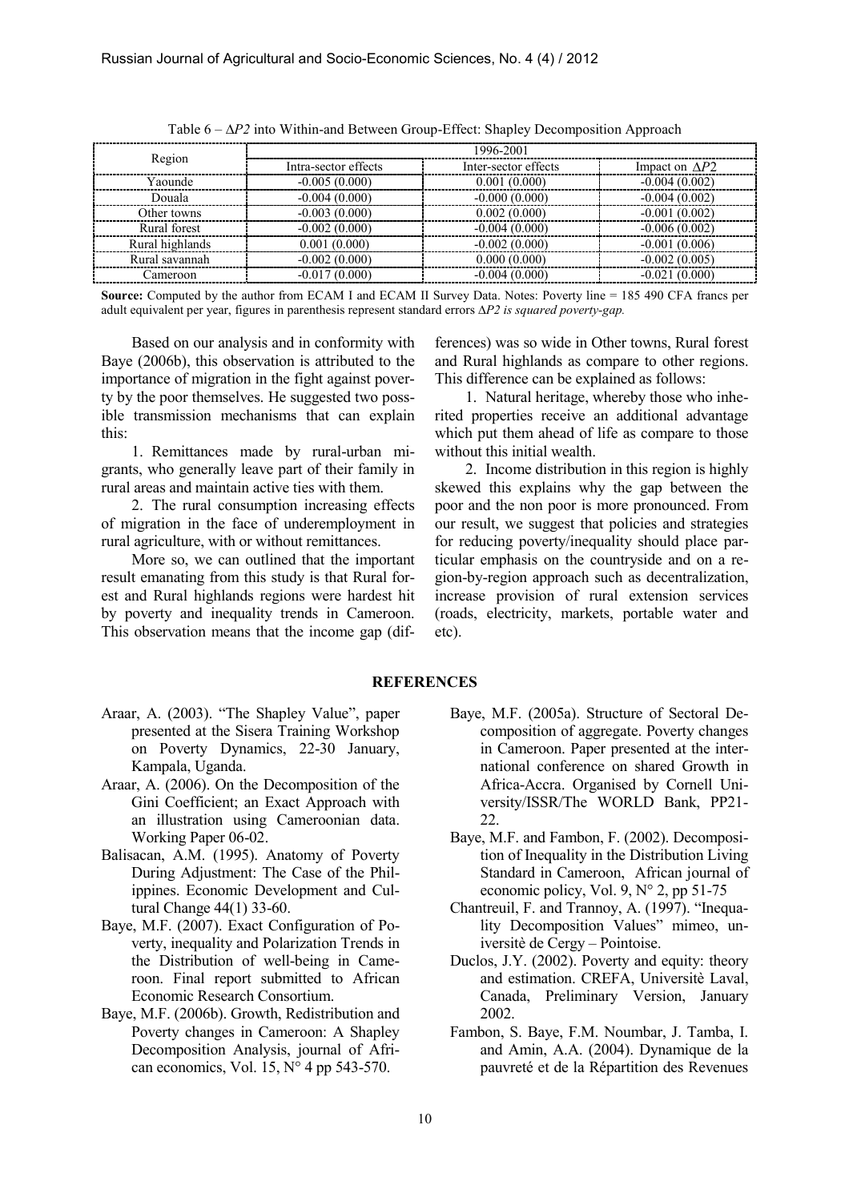Table 6 – $\Delta P2$ into Within-and Between Group-Effect: Shapley Decomposition Approach

| Region | 1996-2001 | | |
|---|---|---|---|
| | Intra-sector effects | Inter-sector effects | Impact on $\Delta P2$ |
| Yaounde | -0.005 (0.000) | 0.001 (0.000) | -0.004 (0.002) |
| Douala | -0.004 (0.000) | -0.000 (0.000) | -0.004 (0.002) |
| Other towns | -0.003 (0.000) | 0.002 (0.000) | -0.001 (0.002) |
| Rural forest | -0.002 (0.000) | -0.004 (0.000) | -0.006 (0.002) |
| Rural highlands | 0.001 (0.000) | -0.002 (0.000) | -0.001 (0.006) |
| Rural savannah | -0.002 (0.000) | 0.000 (0.000) | -0.002 (0.005) |
| Cameroon | -0.017 (0.000) | -0.004 (0.000) | -0.021 (0.000) |

**Source:** Computed by the author from ECAM I and ECAM II Survey Data. Notes: Poverty line = 185 490 CFA francs per adult equivalent per year, figures in parenthesis represent standard errors $\Delta P2$ *is squared poverty-gap.*

Based on our analysis and in conformity with Baye (2006b), this observation is attributed to the importance of migration in the fight against poverty by the poor themselves. He suggested two possible transmission mechanisms that can explain this:

1. Remittances made by rural-urban migrants, who generally leave part of their family in rural areas and maintain active ties with them.

2. The rural consumption increasing effects of migration in the face of underemployment in rural agriculture, with or without remittances.

More so, we can outlined that the important result emanating from this study is that Rural forest and Rural highlands regions were hardest hit by poverty and inequality trends in Cameroon. This observation means that the income gap (differences) was so wide in Other towns, Rural forest and Rural highlands as compare to other regions. This difference can be explained as follows:

1. Natural heritage, whereby those who inherited properties receive an additional advantage which put them ahead of life as compare to those without this initial wealth.

2. Income distribution in this region is highly skewed this explains why the gap between the poor and the non poor is more pronounced. From our result, we suggest that policies and strategies for reducing poverty/inequality should place particular emphasis on the countryside and on a region-by-region approach such as decentralization, increase provision of rural extension services (roads, electricity, markets, portable water and etc).

## REFERENCES

Araar, A. (2003). "The Shapley Value", paper presented at the Sisera Training Workshop on Poverty Dynamics, 22-30 January, Kampala, Uganda.

Araar, A. (2006). On the Decomposition of the Gini Coefficient; an Exact Approach with an illustration using Cameroonian data. Working Paper 06-02.

Balisacan, A.M. (1995). Anatomy of Poverty During Adjustment: The Case of the Philippines. Economic Development and Cultural Change 44(1) 33-60.

Baye, M.F. (2007). Exact Configuration of Poverty, inequality and Polarization Trends in the Distribution of well-being in Cameroon. Final report submitted to African Economic Research Consortium.

Baye, M.F. (2006b). Growth, Redistribution and Poverty changes in Cameroon: A Shapley Decomposition Analysis, journal of African economics, Vol. 15, N° 4 pp 543-570.

Baye, M.F. (2005a). Structure of Sectoral Decomposition of aggregate. Poverty changes in Cameroon. Paper presented at the international conference on shared Growth in Africa-Accra. Organised by Cornell University/ISSR/The WORLD Bank, PP21-22.

Baye, M.F. and Fambon, F. (2002). Decomposition of Inequality in the Distribution Living Standard in Cameroon, African journal of economic policy, Vol. 9, N° 2, pp 51-75

Chantreuil, F. and Trannoy, A. (1997). "Inequality Decomposition Values" mimeo, universitè de Cergy – Pointoise.

Duclos, J.Y. (2002). Poverty and equity: theory and estimation. CREFA, Universitè Laval, Canada, Preliminary Version, January 2002.

Fambon, S. Baye, F.M. Noumbar, J. Tamba, I. and Amin, A.A. (2004). Dynamique de la pauvreté et de la Répartition des Revenues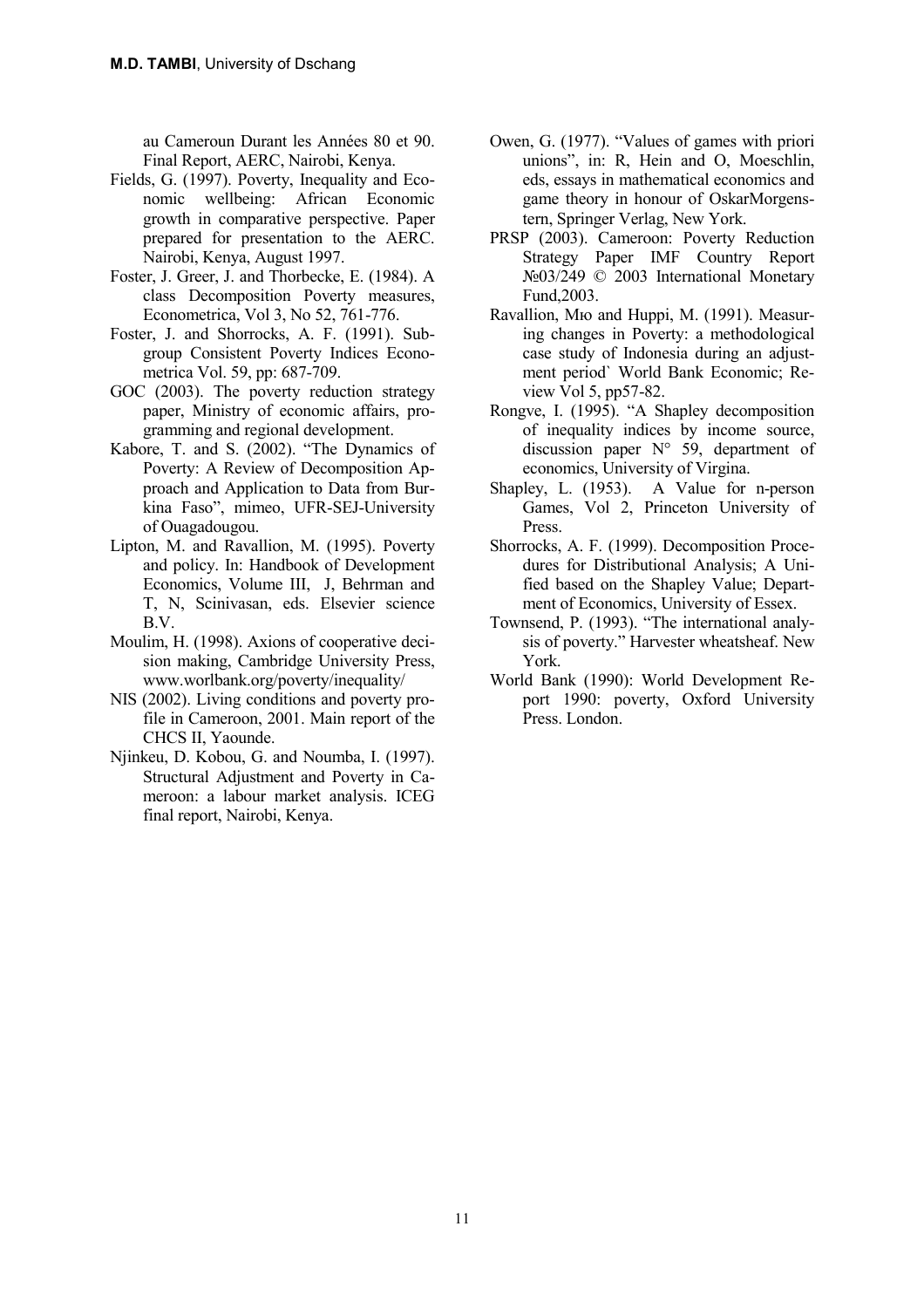au Cameroun Durant les Années 80 et 90. Final Report, AERC, Nairobi, Kenya.

Fields, G. (1997). Poverty, Inequality and Economic wellbeing: African Economic growth in comparative perspective. Paper prepared for presentation to the AERC. Nairobi, Kenya, August 1997.

Foster, J. Greer, J. and Thorbecke, E. (1984). A class Decomposition Poverty measures, Econometrica, Vol 3, No 52, 761-776.

Foster, J. and Shorrocks, A. F. (1991). Subgroup Consistent Poverty Indices Econometrica Vol. 59, pp: 687-709.

GOC (2003). The poverty reduction strategy paper, Ministry of economic affairs, programming and regional development.

Kabore, T. and S. (2002). "The Dynamics of Poverty: A Review of Decomposition Approach and Application to Data from Burkina Faso", mimeo, UFR-SEJ-University of Ouagadougou.

Lipton, M. and Ravallion, M. (1995). Poverty and policy. In: Handbook of Development Economics, Volume III, J, Behrman and T, N, Scinivasan, eds. Elsevier science B.V.

Moulim, H. (1998). Axions of cooperative decision making, Cambridge University Press, www.worlbank.org/poverty/inequality/

NIS (2002). Living conditions and poverty profile in Cameroon, 2001. Main report of the CHCS II, Yaounde.

Njinkeu, D. Kobou, G. and Noumba, I. (1997). Structural Adjustment and Poverty in Cameroon: a labour market analysis. ICEG final report, Nairobi, Kenya.

Owen, G. (1977). "Values of games with priori unions", in: R, Hein and O, Moeschlin, eds, essays in mathematical economics and game theory in honour of OskarMorgenstern, Springer Verlag, New York.

PRSP (2003). Cameroon: Poverty Reduction Strategy Paper IMF Country Report №03/249 © 2003 International Monetary Fund,2003.

Ravallion, Мю and Huppi, M. (1991). Measuring changes in Poverty: a methodological case study of Indonesia during an adjustment period` World Bank Economic; Review Vol 5, pp57-82.

Rongve, I. (1995). "A Shapley decomposition of inequality indices by income source, discussion paper N° 59, department of economics, University of Virgina.

Shapley, L. (1953). A Value for n-person Games, Vol 2, Princeton University of Press.

Shorrocks, A. F. (1999). Decomposition Procedures for Distributional Analysis; A Unified based on the Shapley Value; Department of Economics, University of Essex.

Townsend, P. (1993). "The international analysis of poverty." Harvester wheatsheaf. New York.

World Bank (1990): World Development Report 1990: poverty, Oxford University Press. London.